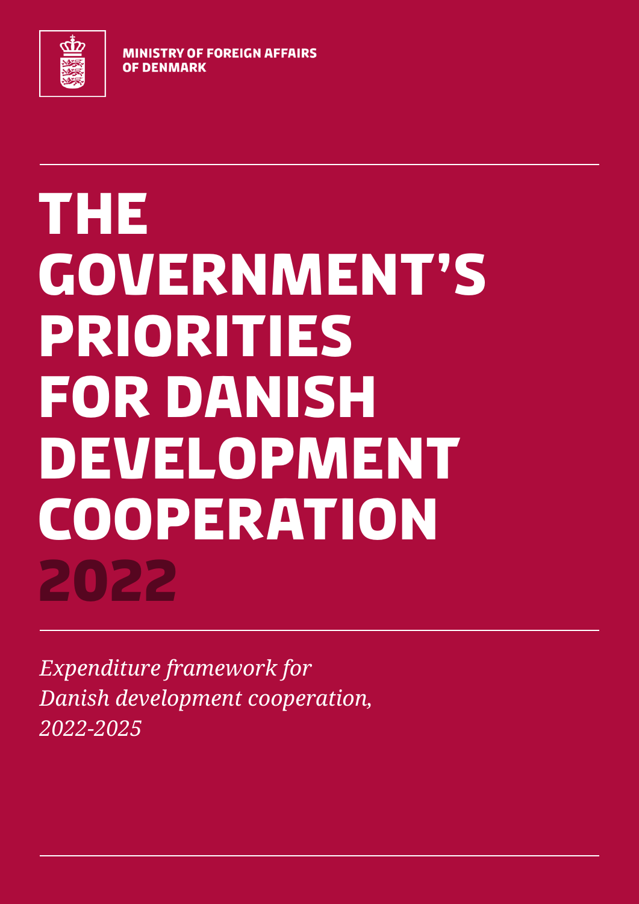MINISTRY OF FOREIGN AFFAIRS OF DENMARK

# THE GOVERNMENT'S PRIORITIES FOR DANISH DEVELOPMENT COOPERATION 2022

*Expenditure framework for Danish development cooperation, 2022-2025*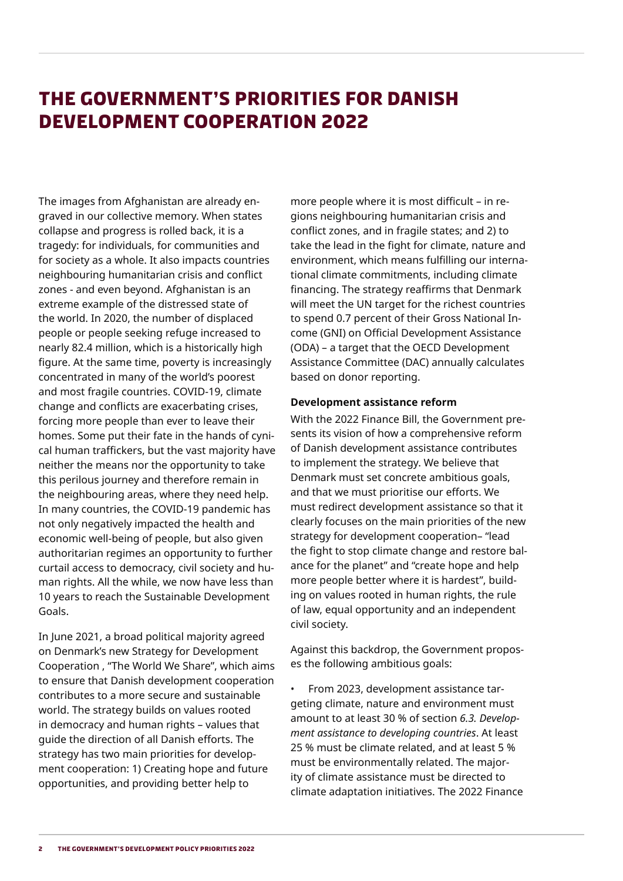# THE GOVERNMENT'S PRIORITIES FOR DANISH DEVELOPMENT COOPERATION 2022

The images from Afghanistan are already engraved in our collective memory. When states collapse and progress is rolled back, it is a tragedy: for individuals, for communities and for society as a whole. It also impacts countries neighbouring humanitarian crisis and conflict zones - and even beyond. Afghanistan is an extreme example of the distressed state of the world. In 2020, the number of displaced people or people seeking refuge increased to nearly 82.4 million, which is a historically high figure. At the same time, poverty is increasingly concentrated in many of the world's poorest and most fragile countries. COVID-19, climate change and conflicts are exacerbating crises, forcing more people than ever to leave their homes. Some put their fate in the hands of cynical human traffickers, but the vast majority have neither the means nor the opportunity to take this perilous journey and therefore remain in the neighbouring areas, where they need help. In many countries, the COVID-19 pandemic has not only negatively impacted the health and economic well-being of people, but also given authoritarian regimes an opportunity to further curtail access to democracy, civil society and human rights. All the while, we now have less than 10 years to reach the Sustainable Development Goals.

In June 2021, a broad political majority agreed on Denmark's new Strategy for Development Cooperation , "The World We Share", which aims to ensure that Danish development cooperation contributes to a more secure and sustainable world. The strategy builds on values rooted in democracy and human rights – values that guide the direction of all Danish efforts. The strategy has two main priorities for development cooperation: 1) Creating hope and future opportunities, and providing better help to more people where it is most difficult – in regions neighbouring humanitarian crisis and conflict zones, and in fragile states; and 2) to take the lead in the fight for climate, nature and environment, which means fulfilling our international climate commitments, including climate financing. The strategy reaffirms that Denmark will meet the UN target for the richest countries to spend 0.7 percent of their Gross National Income (GNI) on Official Development Assistance (ODA) – a target that the OECD Development Assistance Committee (DAC) annually calculates based on donor reporting.

**Development assistance reform**

With the 2022 Finance Bill, the Government presents its vision of how a comprehensive reform of Danish development assistance contributes to implement the strategy. We believe that Denmark must set concrete ambitious goals, and that we must prioritise our efforts. We must redirect development assistance so that it clearly focuses on the main priorities of the new strategy for development cooperation– "lead the fight to stop climate change and restore balance for the planet" and "create hope and help more people better where it is hardest", building on values rooted in human rights, the rule of law, equal opportunity and an independent civil society.

Against this backdrop, the Government proposes the following ambitious goals:

- From 2023, development assistance targeting climate, nature and environment must amount to at least 30 % of section *6.3. Development assistance to developing countries*. At least 25 % must be climate related, and at least 5 % must be environmentally related. The majority of climate assistance must be directed to climate adaptation initiatives. The 2022 Finance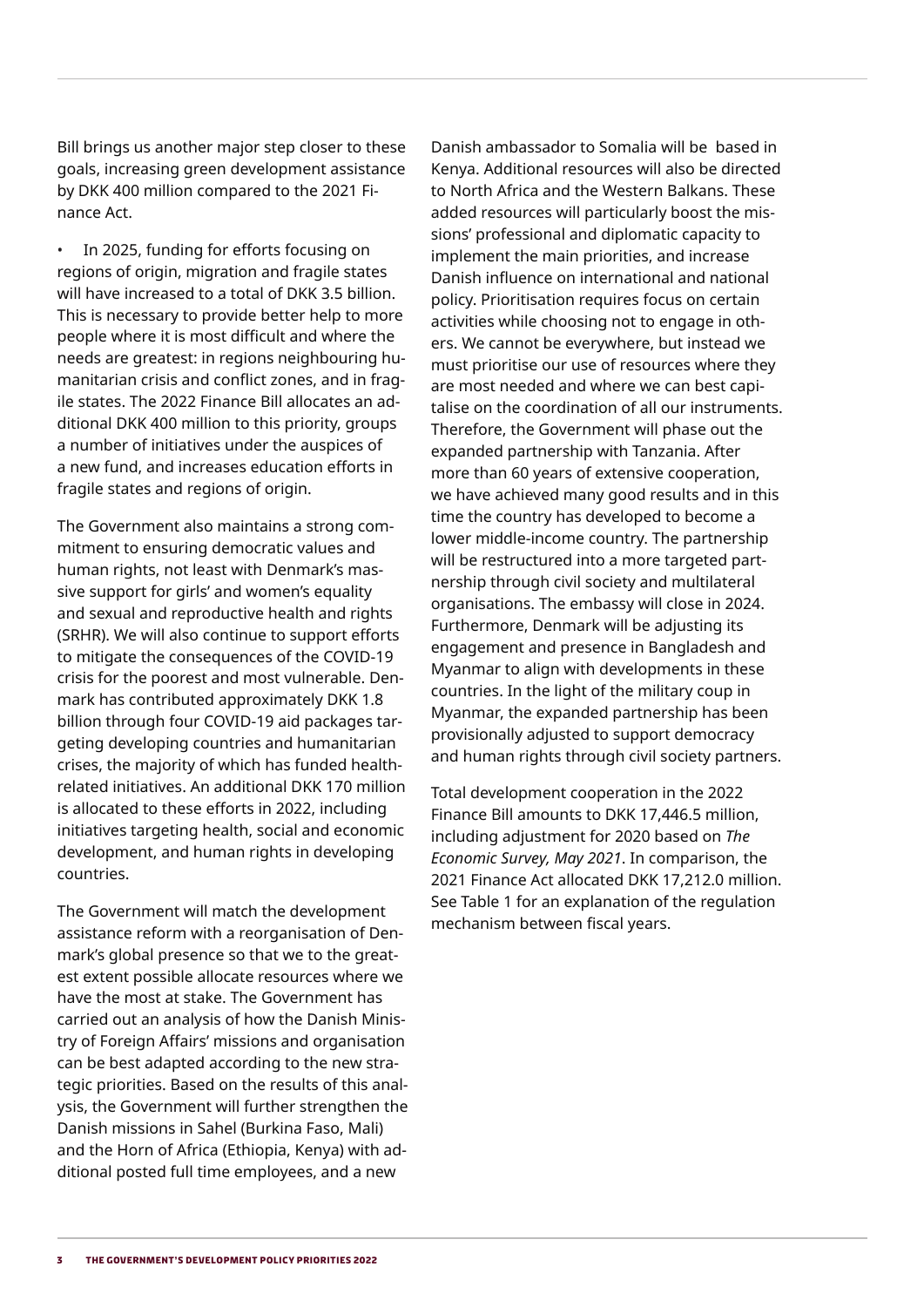Bill brings us another major step closer to these goals, increasing green development assistance by DKK 400 million compared to the 2021 Finance Act.

- In 2025, funding for efforts focusing on regions of origin, migration and fragile states will have increased to a total of DKK 3.5 billion. This is necessary to provide better help to more people where it is most difficult and where the needs are greatest: in regions neighbouring humanitarian crisis and conflict zones, and in fragile states. The 2022 Finance Bill allocates an additional DKK 400 million to this priority, groups a number of initiatives under the auspices of a new fund, and increases education efforts in fragile states and regions of origin.

The Government also maintains a strong commitment to ensuring democratic values and human rights, not least with Denmark's massive support for girls' and women's equality and sexual and reproductive health and rights (SRHR). We will also continue to support efforts to mitigate the consequences of the COVID-19 crisis for the poorest and most vulnerable. Denmark has contributed approximately DKK 1.8 billion through four COVID-19 aid packages targeting developing countries and humanitarian crises, the majority of which has funded health-related initiatives. An additional DKK 170 million is allocated to these efforts in 2022, including initiatives targeting health, social and economic development, and human rights in developing countries.

The Government will match the development assistance reform with a reorganisation of Denmark's global presence so that we to the greatest extent possible allocate resources where we have the most at stake. The Government has carried out an analysis of how the Danish Ministry of Foreign Affairs' missions and organisation can be best adapted according to the new strategic priorities. Based on the results of this analysis, the Government will further strengthen the Danish missions in Sahel (Burkina Faso, Mali) and the Horn of Africa (Ethiopia, Kenya) with additional posted full time employees, and a new Danish ambassador to Somalia will be based in Kenya. Additional resources will also be directed to North Africa and the Western Balkans. These added resources will particularly boost the missions' professional and diplomatic capacity to implement the main priorities, and increase Danish influence on international and national policy. Prioritisation requires focus on certain activities while choosing not to engage in others. We cannot be everywhere, but instead we must prioritise our use of resources where they are most needed and where we can best capitalise on the coordination of all our instruments. Therefore, the Government will phase out the expanded partnership with Tanzania. After more than 60 years of extensive cooperation, we have achieved many good results and in this time the country has developed to become a lower middle-income country. The partnership will be restructured into a more targeted partnership through civil society and multilateral organisations. The embassy will close in 2024. Furthermore, Denmark will be adjusting its engagement and presence in Bangladesh and Myanmar to align with developments in these countries. In the light of the military coup in Myanmar, the expanded partnership has been provisionally adjusted to support democracy and human rights through civil society partners.

Total development cooperation in the 2022 Finance Bill amounts to DKK 17,446.5 million, including adjustment for 2020 based on *The Economic Survey, May 2021*. In comparison, the 2021 Finance Act allocated DKK 17,212.0 million. See Table 1 for an explanation of the regulation mechanism between fiscal years.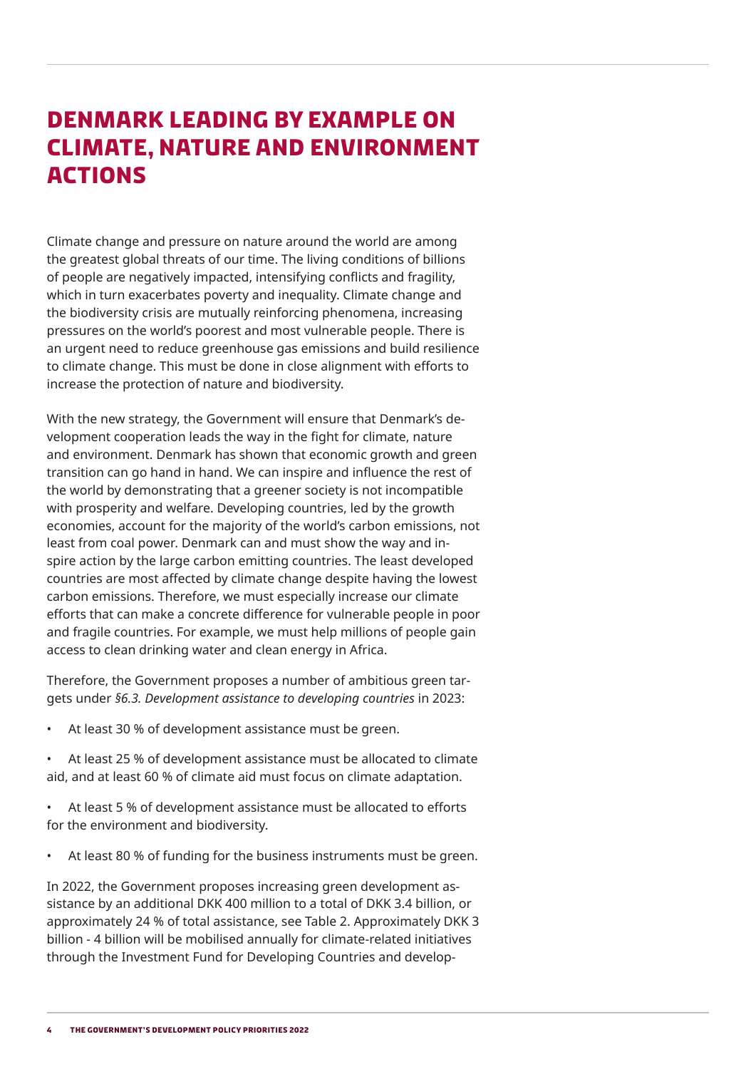# DENMARK LEADING BY EXAMPLE ON CLIMATE, NATURE AND ENVIRONMENT ACTIONS

Climate change and pressure on nature around the world are among the greatest global threats of our time. The living conditions of billions of people are negatively impacted, intensifying conflicts and fragility, which in turn exacerbates poverty and inequality. Climate change and the biodiversity crisis are mutually reinforcing phenomena, increasing pressures on the world's poorest and most vulnerable people. There is an urgent need to reduce greenhouse gas emissions and build resilience to climate change. This must be done in close alignment with efforts to increase the protection of nature and biodiversity.

With the new strategy, the Government will ensure that Denmark's development cooperation leads the way in the fight for climate, nature and environment. Denmark has shown that economic growth and green transition can go hand in hand. We can inspire and influence the rest of the world by demonstrating that a greener society is not incompatible with prosperity and welfare. Developing countries, led by the growth economies, account for the majority of the world's carbon emissions, not least from coal power. Denmark can and must show the way and inspire action by the large carbon emitting countries. The least developed countries are most affected by climate change despite having the lowest carbon emissions. Therefore, we must especially increase our climate efforts that can make a concrete difference for vulnerable people in poor and fragile countries. For example, we must help millions of people gain access to clean drinking water and clean energy in Africa.

Therefore, the Government proposes a number of ambitious green targets under *§6.3. Development assistance to developing countries* in 2023:

- At least 30 % of development assistance must be green.
- At least 25 % of development assistance must be allocated to climate aid, and at least 60 % of climate aid must focus on climate adaptation.
- At least 5 % of development assistance must be allocated to efforts for the environment and biodiversity.
- At least 80 % of funding for the business instruments must be green.

In 2022, the Government proposes increasing green development assistance by an additional DKK 400 million to a total of DKK 3.4 billion, or approximately 24 % of total assistance, see Table 2. Approximately DKK 3 billion - 4 billion will be mobilised annually for climate-related initiatives through the Investment Fund for Developing Countries and develop-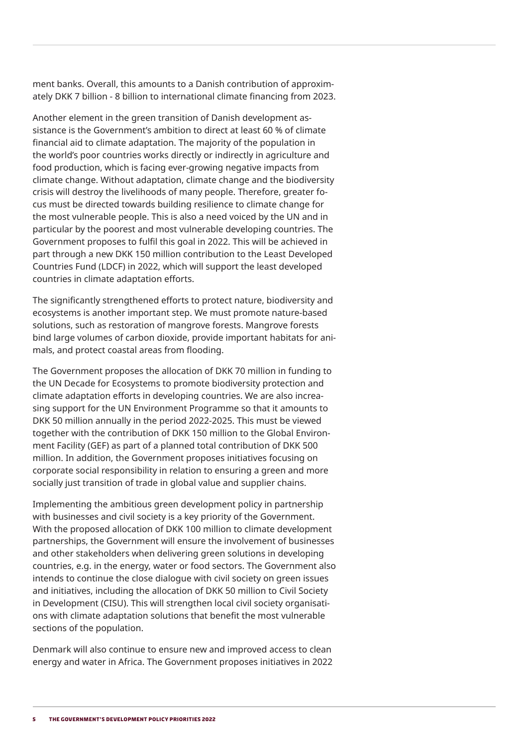ment banks. Overall, this amounts to a Danish contribution of approximately DKK 7 billion - 8 billion to international climate financing from 2023.

Another element in the green transition of Danish development assistance is the Government's ambition to direct at least 60 % of climate financial aid to climate adaptation. The majority of the population in the world's poor countries works directly or indirectly in agriculture and food production, which is facing ever-growing negative impacts from climate change. Without adaptation, climate change and the biodiversity crisis will destroy the livelihoods of many people. Therefore, greater focus must be directed towards building resilience to climate change for the most vulnerable people. This is also a need voiced by the UN and in particular by the poorest and most vulnerable developing countries. The Government proposes to fulfil this goal in 2022. This will be achieved in part through a new DKK 150 million contribution to the Least Developed Countries Fund (LDCF) in 2022, which will support the least developed countries in climate adaptation efforts.

The significantly strengthened efforts to protect nature, biodiversity and ecosystems is another important step. We must promote nature-based solutions, such as restoration of mangrove forests. Mangrove forests bind large volumes of carbon dioxide, provide important habitats for animals, and protect coastal areas from flooding.

The Government proposes the allocation of DKK 70 million in funding to the UN Decade for Ecosystems to promote biodiversity protection and climate adaptation efforts in developing countries. We are also increasing support for the UN Environment Programme so that it amounts to DKK 50 million annually in the period 2022-2025. This must be viewed together with the contribution of DKK 150 million to the Global Environment Facility (GEF) as part of a planned total contribution of DKK 500 million. In addition, the Government proposes initiatives focusing on corporate social responsibility in relation to ensuring a green and more socially just transition of trade in global value and supplier chains.

Implementing the ambitious green development policy in partnership with businesses and civil society is a key priority of the Government. With the proposed allocation of DKK 100 million to climate development partnerships, the Government will ensure the involvement of businesses and other stakeholders when delivering green solutions in developing countries, e.g. in the energy, water or food sectors. The Government also intends to continue the close dialogue with civil society on green issues and initiatives, including the allocation of DKK 50 million to Civil Society in Development (CISU). This will strengthen local civil society organisations with climate adaptation solutions that benefit the most vulnerable sections of the population.

Denmark will also continue to ensure new and improved access to clean energy and water in Africa. The Government proposes initiatives in 2022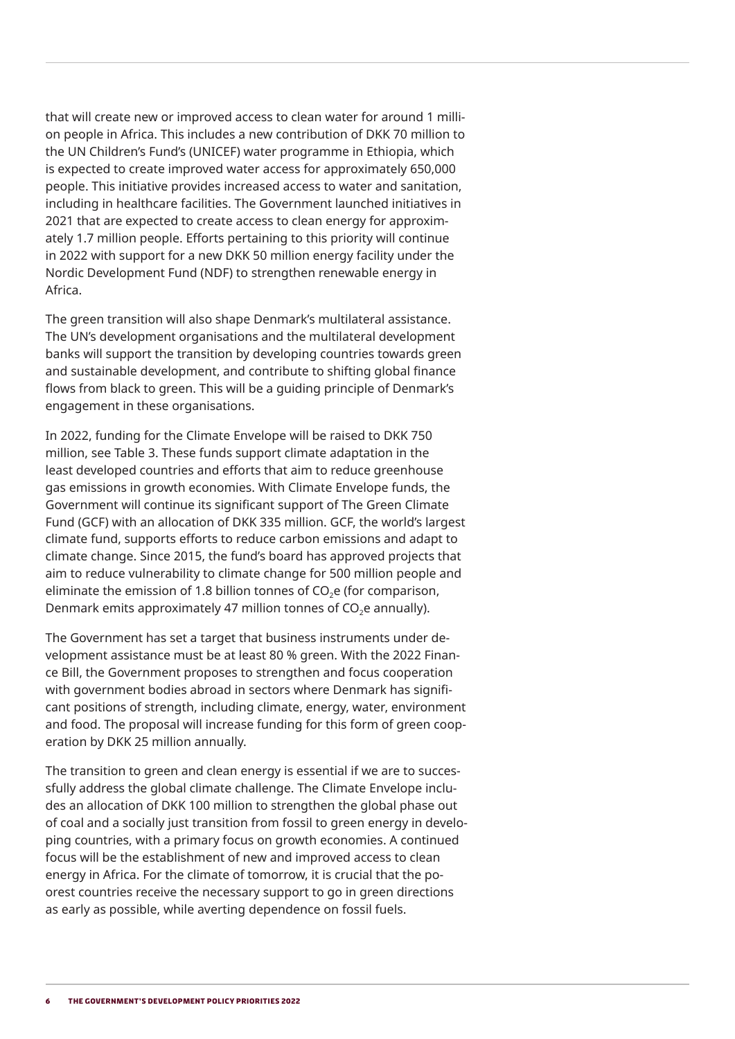that will create new or improved access to clean water for around 1 million people in Africa. This includes a new contribution of DKK 70 million to the UN Children's Fund's (UNICEF) water programme in Ethiopia, which is expected to create improved water access for approximately 650,000 people. This initiative provides increased access to water and sanitation, including in healthcare facilities. The Government launched initiatives in 2021 that are expected to create access to clean energy for approximately 1.7 million people. Efforts pertaining to this priority will continue in 2022 with support for a new DKK 50 million energy facility under the Nordic Development Fund (NDF) to strengthen renewable energy in Africa.

The green transition will also shape Denmark's multilateral assistance. The UN's development organisations and the multilateral development banks will support the transition by developing countries towards green and sustainable development, and contribute to shifting global finance flows from black to green. This will be a guiding principle of Denmark's engagement in these organisations.

In 2022, funding for the Climate Envelope will be raised to DKK 750 million, see Table 3. These funds support climate adaptation in the least developed countries and efforts that aim to reduce greenhouse gas emissions in growth economies. With Climate Envelope funds, the Government will continue its significant support of The Green Climate Fund (GCF) with an allocation of DKK 335 million. GCF, the world's largest climate fund, supports efforts to reduce carbon emissions and adapt to climate change. Since 2015, the fund's board has approved projects that aim to reduce vulnerability to climate change for 500 million people and eliminate the emission of 1.8 billion tonnes of $CO_2e$ (for comparison, Denmark emits approximately 47 million tonnes of $CO_2e$ annually).

The Government has set a target that business instruments under development assistance must be at least 80 % green. With the 2022 Finance Bill, the Government proposes to strengthen and focus cooperation with government bodies abroad in sectors where Denmark has significant positions of strength, including climate, energy, water, environment and food. The proposal will increase funding for this form of green cooperation by DKK 25 million annually.

The transition to green and clean energy is essential if we are to successfully address the global climate challenge. The Climate Envelope includes an allocation of DKK 100 million to strengthen the global phase out of coal and a socially just transition from fossil to green energy in developing countries, with a primary focus on growth economies. A continued focus will be the establishment of new and improved access to clean energy in Africa. For the climate of tomorrow, it is crucial that the poorest countries receive the necessary support to go in green directions as early as possible, while averting dependence on fossil fuels.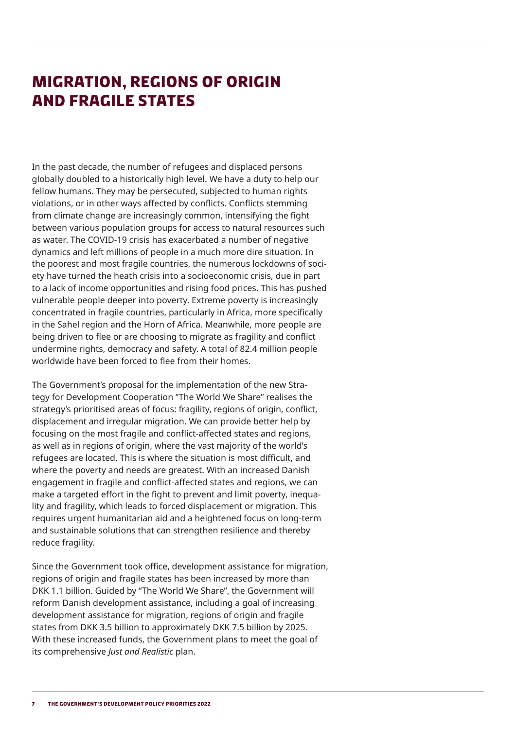# MIGRATION, REGIONS OF ORIGIN AND FRAGILE STATES

In the past decade, the number of refugees and displaced persons globally doubled to a historically high level. We have a duty to help our fellow humans. They may be persecuted, subjected to human rights violations, or in other ways affected by conflicts. Conflicts stemming from climate change are increasingly common, intensifying the fight between various population groups for access to natural resources such as water. The COVID-19 crisis has exacerbated a number of negative dynamics and left millions of people in a much more dire situation. In the poorest and most fragile countries, the numerous lockdowns of society have turned the heath crisis into a socioeconomic crisis, due in part to a lack of income opportunities and rising food prices. This has pushed vulnerable people deeper into poverty. Extreme poverty is increasingly concentrated in fragile countries, particularly in Africa, more specifically in the Sahel region and the Horn of Africa. Meanwhile, more people are being driven to flee or are choosing to migrate as fragility and conflict undermine rights, democracy and safety. A total of 82.4 million people worldwide have been forced to flee from their homes.

The Government's proposal for the implementation of the new Strategy for Development Cooperation "The World We Share" realises the strategy's prioritised areas of focus: fragility, regions of origin, conflict, displacement and irregular migration. We can provide better help by focusing on the most fragile and conflict-affected states and regions, as well as in regions of origin, where the vast majority of the world's refugees are located. This is where the situation is most difficult, and where the poverty and needs are greatest. With an increased Danish engagement in fragile and conflict-affected states and regions, we can make a targeted effort in the fight to prevent and limit poverty, inequality and fragility, which leads to forced displacement or migration. This requires urgent humanitarian aid and a heightened focus on long-term and sustainable solutions that can strengthen resilience and thereby reduce fragility.

Since the Government took office, development assistance for migration, regions of origin and fragile states has been increased by more than DKK 1.1 billion. Guided by "The World We Share", the Government will reform Danish development assistance, including a goal of increasing development assistance for migration, regions of origin and fragile states from DKK 3.5 billion to approximately DKK 7.5 billion by 2025. With these increased funds, the Government plans to meet the goal of its comprehensive *Just and Realistic* plan.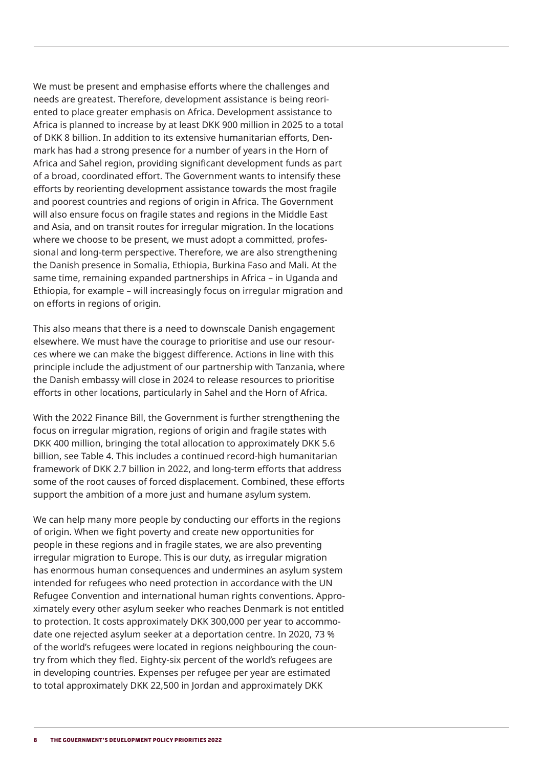We must be present and emphasise efforts where the challenges and needs are greatest. Therefore, development assistance is being reoriented to place greater emphasis on Africa. Development assistance to Africa is planned to increase by at least DKK 900 million in 2025 to a total of DKK 8 billion. In addition to its extensive humanitarian efforts, Denmark has had a strong presence for a number of years in the Horn of Africa and Sahel region, providing significant development funds as part of a broad, coordinated effort. The Government wants to intensify these efforts by reorienting development assistance towards the most fragile and poorest countries and regions of origin in Africa. The Government will also ensure focus on fragile states and regions in the Middle East and Asia, and on transit routes for irregular migration. In the locations where we choose to be present, we must adopt a committed, professional and long-term perspective. Therefore, we are also strengthening the Danish presence in Somalia, Ethiopia, Burkina Faso and Mali. At the same time, remaining expanded partnerships in Africa – in Uganda and Ethiopia, for example – will increasingly focus on irregular migration and on efforts in regions of origin.

This also means that there is a need to downscale Danish engagement elsewhere. We must have the courage to prioritise and use our resources where we can make the biggest difference. Actions in line with this principle include the adjustment of our partnership with Tanzania, where the Danish embassy will close in 2024 to release resources to prioritise efforts in other locations, particularly in Sahel and the Horn of Africa.

With the 2022 Finance Bill, the Government is further strengthening the focus on irregular migration, regions of origin and fragile states with DKK 400 million, bringing the total allocation to approximately DKK 5.6 billion, see Table 4. This includes a continued record-high humanitarian framework of DKK 2.7 billion in 2022, and long-term efforts that address some of the root causes of forced displacement. Combined, these efforts support the ambition of a more just and humane asylum system.

We can help many more people by conducting our efforts in the regions of origin. When we fight poverty and create new opportunities for people in these regions and in fragile states, we are also preventing irregular migration to Europe. This is our duty, as irregular migration has enormous human consequences and undermines an asylum system intended for refugees who need protection in accordance with the UN Refugee Convention and international human rights conventions. Approximately every other asylum seeker who reaches Denmark is not entitled to protection. It costs approximately DKK 300,000 per year to accommodate one rejected asylum seeker at a deportation centre. In 2020, 73 % of the world's refugees were located in regions neighbouring the country from which they fled. Eighty-six percent of the world's refugees are in developing countries. Expenses per refugee per year are estimated to total approximately DKK 22,500 in Jordan and approximately DKK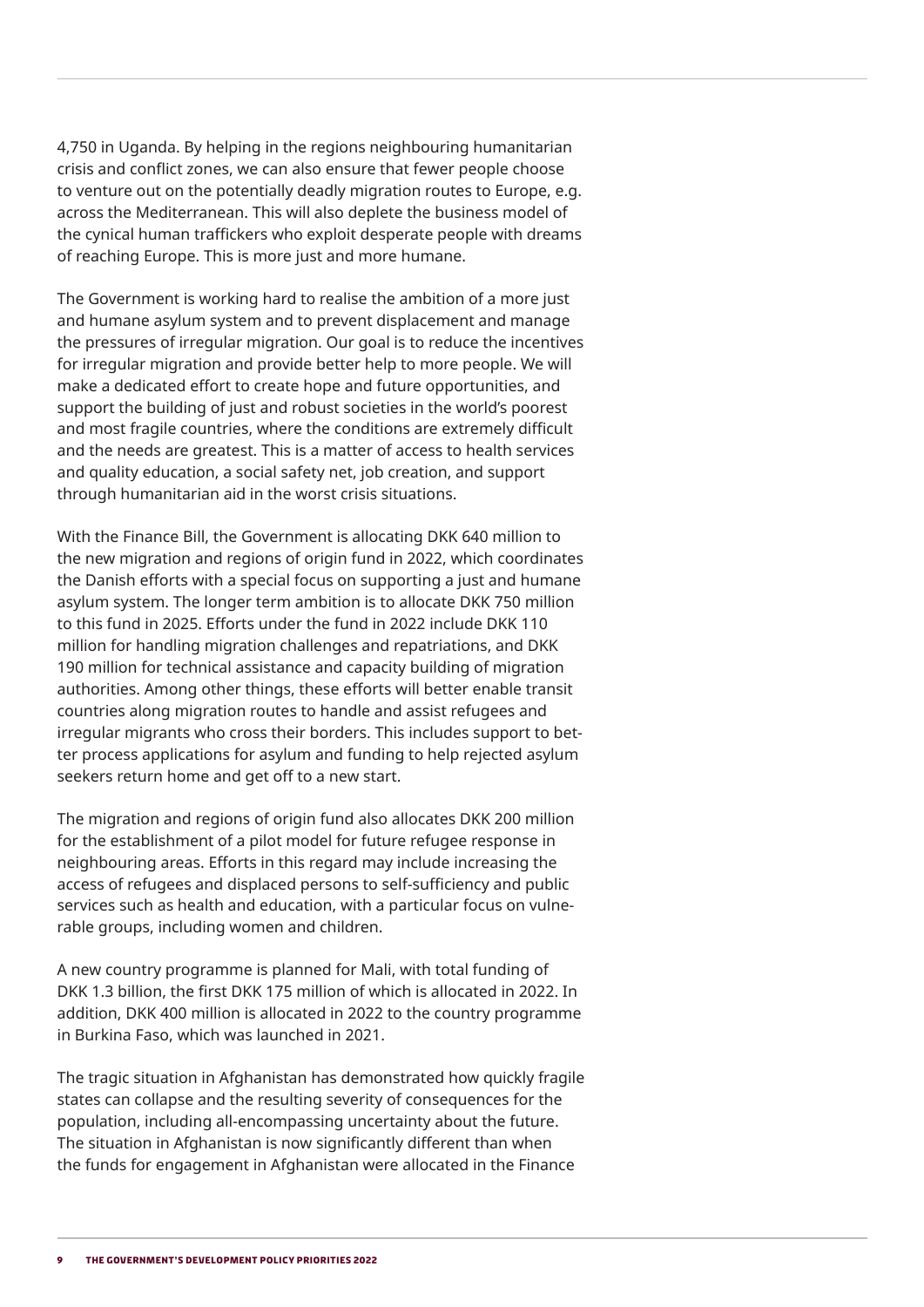4,750 in Uganda. By helping in the regions neighbouring humanitarian crisis and conflict zones, we can also ensure that fewer people choose to venture out on the potentially deadly migration routes to Europe, e.g. across the Mediterranean. This will also deplete the business model of the cynical human traffickers who exploit desperate people with dreams of reaching Europe. This is more just and more humane.

The Government is working hard to realise the ambition of a more just and humane asylum system and to prevent displacement and manage the pressures of irregular migration. Our goal is to reduce the incentives for irregular migration and provide better help to more people. We will make a dedicated effort to create hope and future opportunities, and support the building of just and robust societies in the world's poorest and most fragile countries, where the conditions are extremely difficult and the needs are greatest. This is a matter of access to health services and quality education, a social safety net, job creation, and support through humanitarian aid in the worst crisis situations.

With the Finance Bill, the Government is allocating DKK 640 million to the new migration and regions of origin fund in 2022, which coordinates the Danish efforts with a special focus on supporting a just and humane asylum system. The longer term ambition is to allocate DKK 750 million to this fund in 2025. Efforts under the fund in 2022 include DKK 110 million for handling migration challenges and repatriations, and DKK 190 million for technical assistance and capacity building of migration authorities. Among other things, these efforts will better enable transit countries along migration routes to handle and assist refugees and irregular migrants who cross their borders. This includes support to better process applications for asylum and funding to help rejected asylum seekers return home and get off to a new start.

The migration and regions of origin fund also allocates DKK 200 million for the establishment of a pilot model for future refugee response in neighbouring areas. Efforts in this regard may include increasing the access of refugees and displaced persons to self-sufficiency and public services such as health and education, with a particular focus on vulnerable groups, including women and children.

A new country programme is planned for Mali, with total funding of DKK 1.3 billion, the first DKK 175 million of which is allocated in 2022. In addition, DKK 400 million is allocated in 2022 to the country programme in Burkina Faso, which was launched in 2021.

The tragic situation in Afghanistan has demonstrated how quickly fragile states can collapse and the resulting severity of consequences for the population, including all-encompassing uncertainty about the future. The situation in Afghanistan is now significantly different than when the funds for engagement in Afghanistan were allocated in the Finance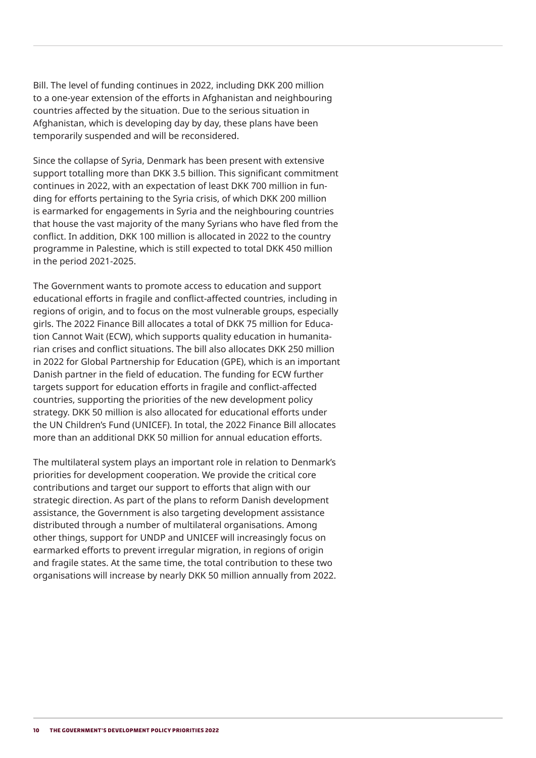Bill. The level of funding continues in 2022, including DKK 200 million to a one-year extension of the efforts in Afghanistan and neighbouring countries affected by the situation. Due to the serious situation in Afghanistan, which is developing day by day, these plans have been temporarily suspended and will be reconsidered.

Since the collapse of Syria, Denmark has been present with extensive support totalling more than DKK 3.5 billion. This significant commitment continues in 2022, with an expectation of least DKK 700 million in funding for efforts pertaining to the Syria crisis, of which DKK 200 million is earmarked for engagements in Syria and the neighbouring countries that house the vast majority of the many Syrians who have fled from the conflict. In addition, DKK 100 million is allocated in 2022 to the country programme in Palestine, which is still expected to total DKK 450 million in the period 2021-2025.

The Government wants to promote access to education and support educational efforts in fragile and conflict-affected countries, including in regions of origin, and to focus on the most vulnerable groups, especially girls. The 2022 Finance Bill allocates a total of DKK 75 million for Education Cannot Wait (ECW), which supports quality education in humanitarian crises and conflict situations. The bill also allocates DKK 250 million in 2022 for Global Partnership for Education (GPE), which is an important Danish partner in the field of education. The funding for ECW further targets support for education efforts in fragile and conflict-affected countries, supporting the priorities of the new development policy strategy. DKK 50 million is also allocated for educational efforts under the UN Children's Fund (UNICEF). In total, the 2022 Finance Bill allocates more than an additional DKK 50 million for annual education efforts.

The multilateral system plays an important role in relation to Denmark's priorities for development cooperation. We provide the critical core contributions and target our support to efforts that align with our strategic direction. As part of the plans to reform Danish development assistance, the Government is also targeting development assistance distributed through a number of multilateral organisations. Among other things, support for UNDP and UNICEF will increasingly focus on earmarked efforts to prevent irregular migration, in regions of origin and fragile states. At the same time, the total contribution to these two organisations will increase by nearly DKK 50 million annually from 2022.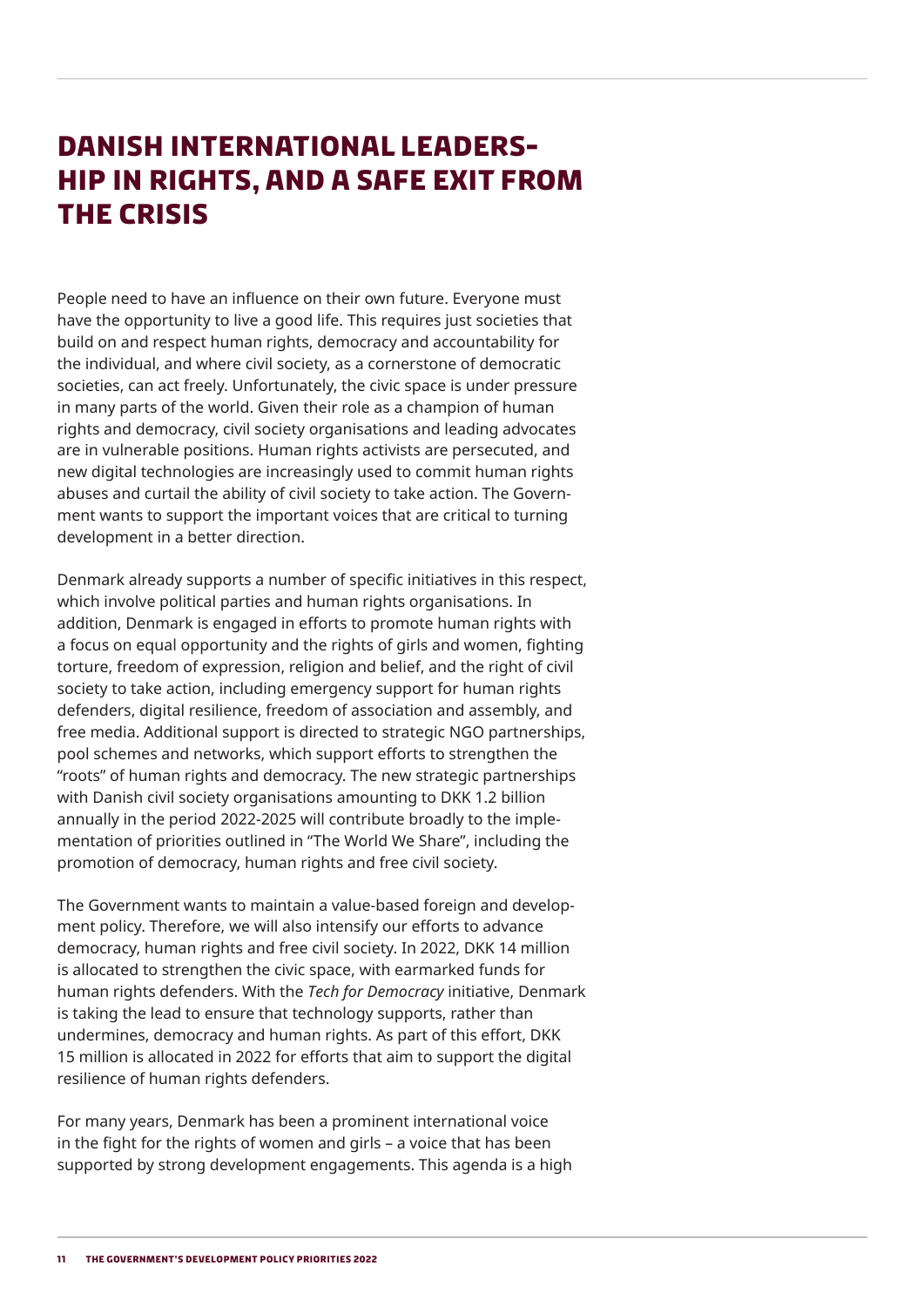# DANISH INTERNATIONAL LEADERSHIP IN RIGHTS, AND A SAFE EXIT FROM THE CRISIS

People need to have an influence on their own future. Everyone must have the opportunity to live a good life. This requires just societies that build on and respect human rights, democracy and accountability for the individual, and where civil society, as a cornerstone of democratic societies, can act freely. Unfortunately, the civic space is under pressure in many parts of the world. Given their role as a champion of human rights and democracy, civil society organisations and leading advocates are in vulnerable positions. Human rights activists are persecuted, and new digital technologies are increasingly used to commit human rights abuses and curtail the ability of civil society to take action. The Government wants to support the important voices that are critical to turning development in a better direction.

Denmark already supports a number of specific initiatives in this respect, which involve political parties and human rights organisations. In addition, Denmark is engaged in efforts to promote human rights with a focus on equal opportunity and the rights of girls and women, fighting torture, freedom of expression, religion and belief, and the right of civil society to take action, including emergency support for human rights defenders, digital resilience, freedom of association and assembly, and free media. Additional support is directed to strategic NGO partnerships, pool schemes and networks, which support efforts to strengthen the "roots" of human rights and democracy. The new strategic partnerships with Danish civil society organisations amounting to DKK 1.2 billion annually in the period 2022-2025 will contribute broadly to the implementation of priorities outlined in "The World We Share", including the promotion of democracy, human rights and free civil society.

The Government wants to maintain a value-based foreign and development policy. Therefore, we will also intensify our efforts to advance democracy, human rights and free civil society. In 2022, DKK 14 million is allocated to strengthen the civic space, with earmarked funds for human rights defenders. With the *Tech for Democracy* initiative, Denmark is taking the lead to ensure that technology supports, rather than undermines, democracy and human rights. As part of this effort, DKK 15 million is allocated in 2022 for efforts that aim to support the digital resilience of human rights defenders.

For many years, Denmark has been a prominent international voice in the fight for the rights of women and girls – a voice that has been supported by strong development engagements. This agenda is a high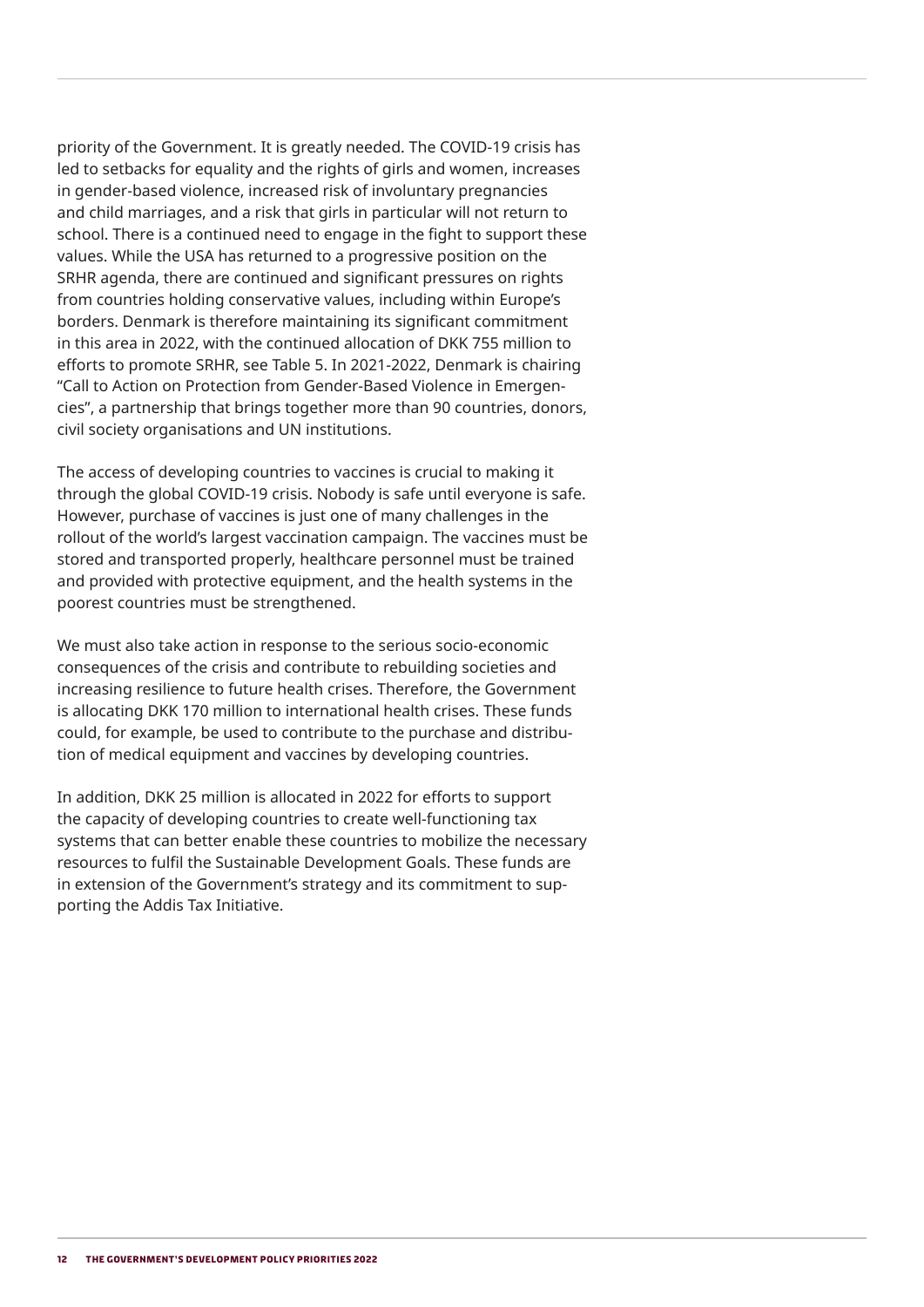priority of the Government. It is greatly needed. The COVID-19 crisis has led to setbacks for equality and the rights of girls and women, increases in gender-based violence, increased risk of involuntary pregnancies and child marriages, and a risk that girls in particular will not return to school. There is a continued need to engage in the fight to support these values. While the USA has returned to a progressive position on the SRHR agenda, there are continued and significant pressures on rights from countries holding conservative values, including within Europe's borders. Denmark is therefore maintaining its significant commitment in this area in 2022, with the continued allocation of DKK 755 million to efforts to promote SRHR, see Table 5. In 2021-2022, Denmark is chairing "Call to Action on Protection from Gender-Based Violence in Emergencies", a partnership that brings together more than 90 countries, donors, civil society organisations and UN institutions.

The access of developing countries to vaccines is crucial to making it through the global COVID-19 crisis. Nobody is safe until everyone is safe. However, purchase of vaccines is just one of many challenges in the rollout of the world's largest vaccination campaign. The vaccines must be stored and transported properly, healthcare personnel must be trained and provided with protective equipment, and the health systems in the poorest countries must be strengthened.

We must also take action in response to the serious socio-economic consequences of the crisis and contribute to rebuilding societies and increasing resilience to future health crises. Therefore, the Government is allocating DKK 170 million to international health crises. These funds could, for example, be used to contribute to the purchase and distribution of medical equipment and vaccines by developing countries.

In addition, DKK 25 million is allocated in 2022 for efforts to support the capacity of developing countries to create well-functioning tax systems that can better enable these countries to mobilize the necessary resources to fulfil the Sustainable Development Goals. These funds are in extension of the Government's strategy and its commitment to supporting the Addis Tax Initiative.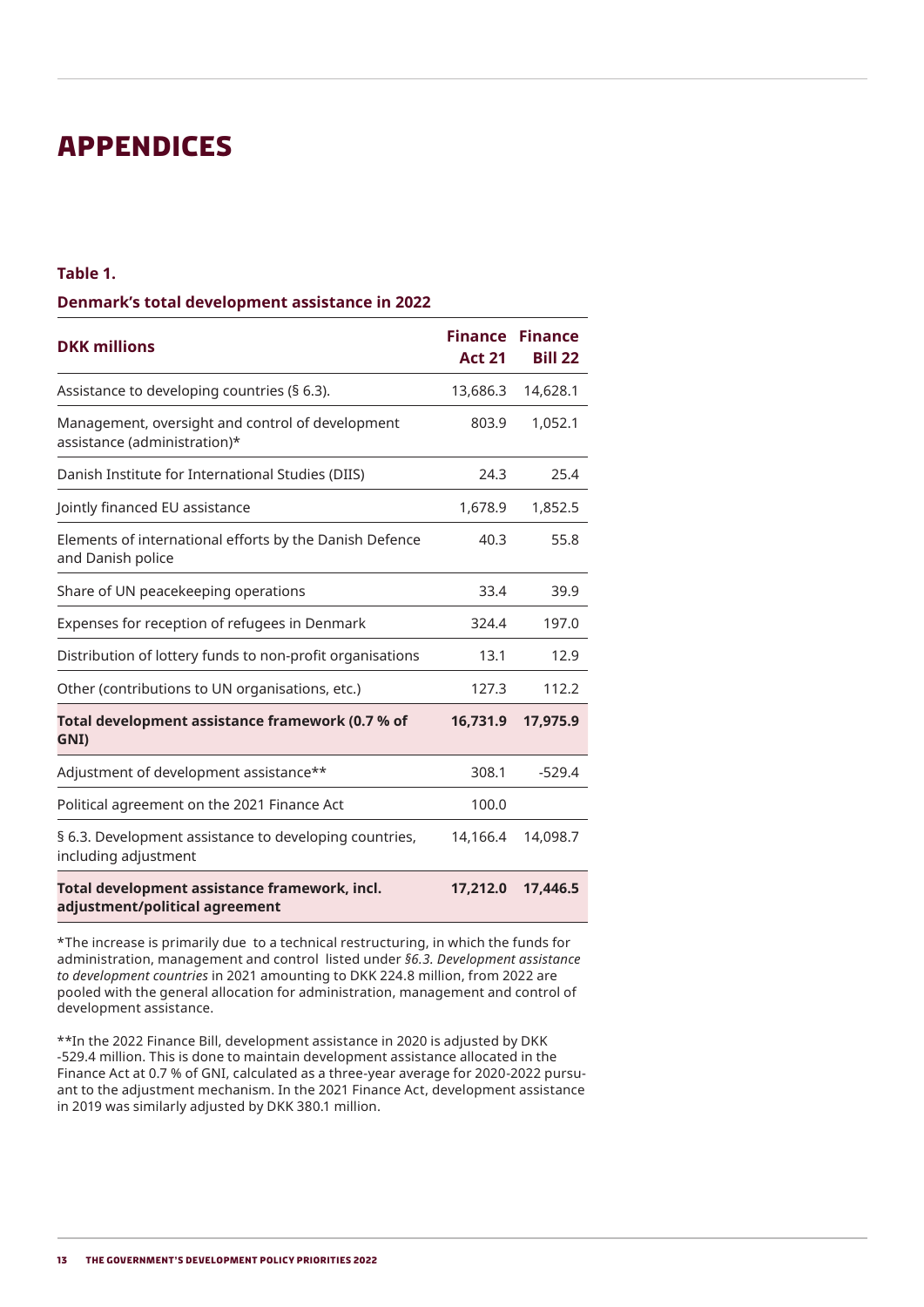# APPENDICES

**Table 1.**

**Denmark's total development assistance in 2022**

| DKK millions | Finance Act 21 | Finance Bill 22 |
|---|---|---|
| Assistance to developing countries (§ 6.3). | 13,686.3 | 14,628.1 |
| Management, oversight and control of development assistance (administration)* | 803.9 | 1,052.1 |
| Danish Institute for International Studies (DIIS) | 24.3 | 25.4 |
| Jointly financed EU assistance | 1,678.9 | 1,852.5 |
| Elements of international efforts by the Danish Defence and Danish police | 40.3 | 55.8 |
| Share of UN peacekeeping operations | 33.4 | 39.9 |
| Expenses for reception of refugees in Denmark | 324.4 | 197.0 |
| Distribution of lottery funds to non-profit organisations | 13.1 | 12.9 |
| Other (contributions to UN organisations, etc.) | 127.3 | 112.2 |
| **Total development assistance framework (0.7 % of GNI)** | **16,731.9** | **17,975.9** |
| Adjustment of development assistance** | 308.1 | -529.4 |
| Political agreement on the 2021 Finance Act | 100.0 | |
| § 6.3. Development assistance to developing countries, including adjustment | 14,166.4 | 14,098.7 |
| **Total development assistance framework, incl. adjustment/political agreement** | **17,212.0** | **17,446.5** |

*The increase is primarily due to a technical restructuring, in which the funds for administration, management and control listed under *§6.3. Development assistance to development countries* in 2021 amounting to DKK 224.8 million, from 2022 are pooled with the general allocation for administration, management and control of development assistance.

**In the 2022 Finance Bill, development assistance in 2020 is adjusted by DKK -529.4 million. This is done to maintain development assistance allocated in the Finance Act at 0.7 % of GNI, calculated as a three-year average for 2020-2022 pursuant to the adjustment mechanism. In the 2021 Finance Act, development assistance in 2019 was similarly adjusted by DKK 380.1 million.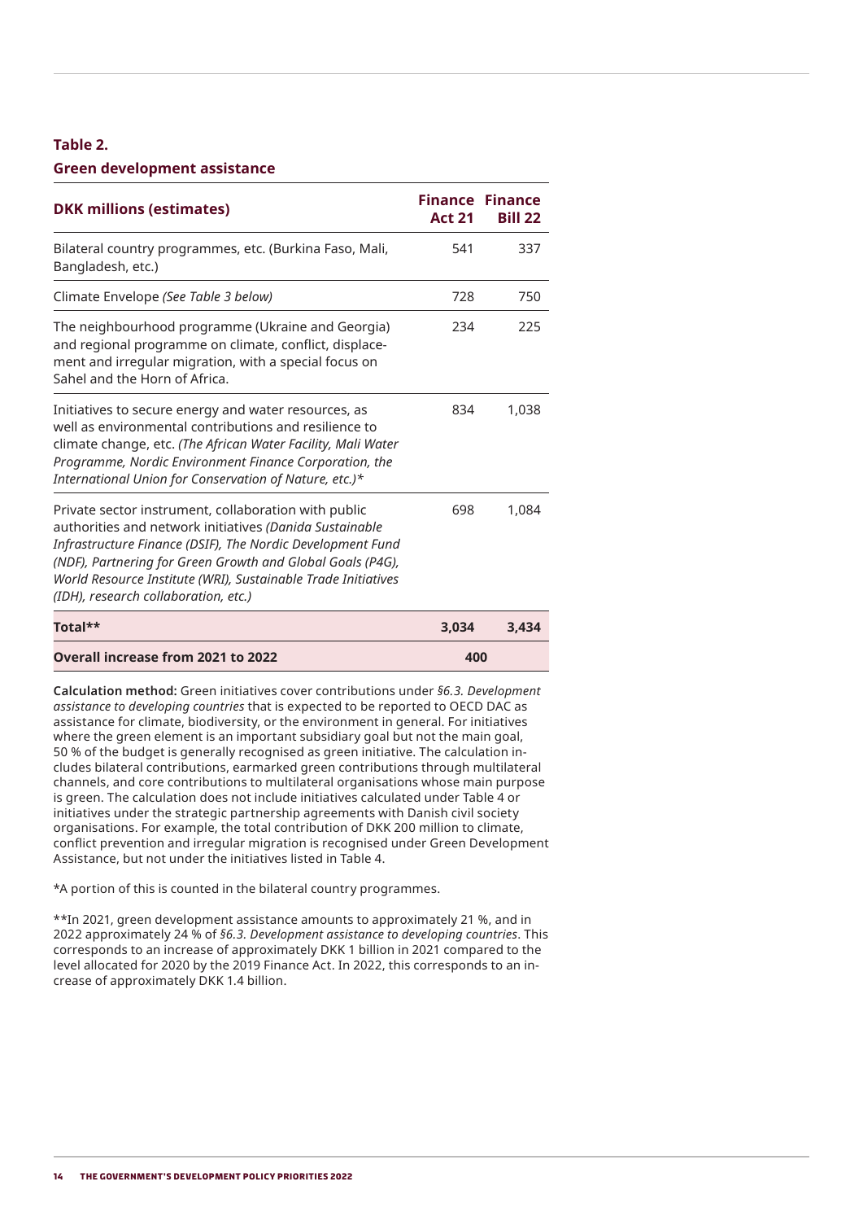**Table 2.**

**Green development assistance**

| DKK millions (estimates) | Finance Act 21 | Finance Bill 22 |
| --- | --- | --- |
| Bilateral country programmes, etc. (Burkina Faso, Mali, Bangladesh, etc.) | 541 | 337 |
| Climate Envelope *(See Table 3 below)* | 728 | 750 |
| The neighbourhood programme (Ukraine and Georgia) and regional programme on climate, conflict, displacement and irregular migration, with a special focus on Sahel and the Horn of Africa. | 234 | 225 |
| Initiatives to secure energy and water resources, as well as environmental contributions and resilience to climate change, etc. *(The African Water Facility, Mali Water Programme, Nordic Environment Finance Corporation, the International Union for Conservation of Nature, etc.)*\* | 834 | 1,038 |
| Private sector instrument, collaboration with public authorities and network initiatives *(Danida Sustainable Infrastructure Finance (DSIF), The Nordic Development Fund (NDF), Partnering for Green Growth and Global Goals (P4G), World Resource Institute (WRI), Sustainable Trade Initiatives (IDH), research collaboration, etc.)* | 698 | 1,084 |
| **Total\*\*** | **3,034** | **3,434** |
| **Overall increase from 2021 to 2022** | **400** | |

**Calculation method:** Green initiatives cover contributions under *§6.3. Development assistance to developing countries* that is expected to be reported to OECD DAC as assistance for climate, biodiversity, or the environment in general. For initiatives where the green element is an important subsidiary goal but not the main goal, 50 % of the budget is generally recognised as green initiative. The calculation includes bilateral contributions, earmarked green contributions through multilateral channels, and core contributions to multilateral organisations whose main purpose is green. The calculation does not include initiatives calculated under Table 4 or initiatives under the strategic partnership agreements with Danish civil society organisations. For example, the total contribution of DKK 200 million to climate, conflict prevention and irregular migration is recognised under Green Development Assistance, but not under the initiatives listed in Table 4.

\*A portion of this is counted in the bilateral country programmes.

\*\*In 2021, green development assistance amounts to approximately 21 %, and in 2022 approximately 24 % of *§6.3. Development assistance to developing countries*. This corresponds to an increase of approximately DKK 1 billion in 2021 compared to the level allocated for 2020 by the 2019 Finance Act. In 2022, this corresponds to an increase of approximately DKK 1.4 billion.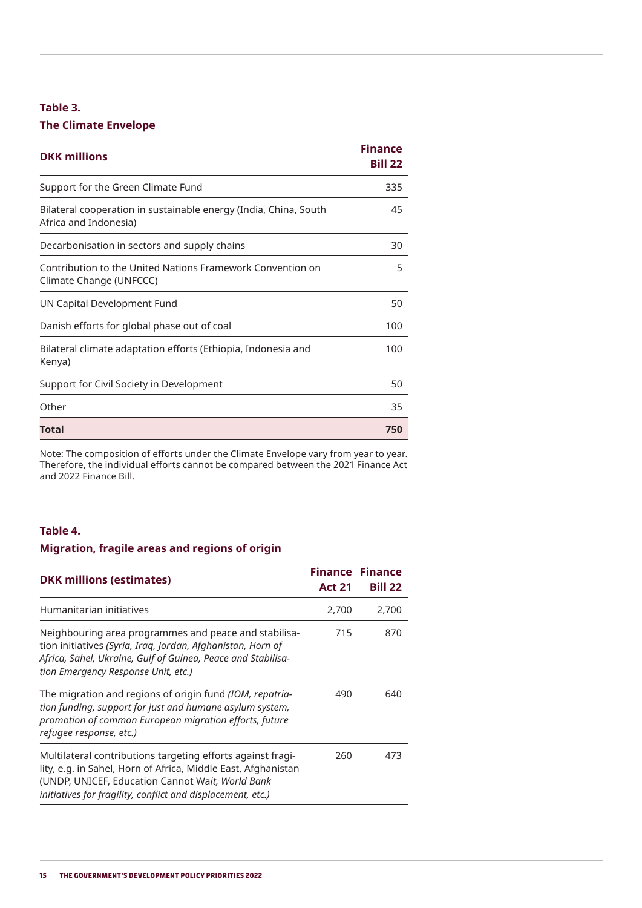**Table 3.**

**The Climate Envelope**

| DKK millions | Finance Bill 22 |
|---|---|
| Support for the Green Climate Fund | 335 |
| Bilateral cooperation in sustainable energy (India, China, South Africa and Indonesia) | 45 |
| Decarbonisation in sectors and supply chains | 30 |
| Contribution to the United Nations Framework Convention on Climate Change (UNFCCC) | 5 |
| UN Capital Development Fund | 50 |
| Danish efforts for global phase out of coal | 100 |
| Bilateral climate adaptation efforts (Ethiopia, Indonesia and Kenya) | 100 |
| Support for Civil Society in Development | 50 |
| Other | 35 |
| **Total** | **750** |

Note: The composition of efforts under the Climate Envelope vary from year to year. Therefore, the individual efforts cannot be compared between the 2021 Finance Act and 2022 Finance Bill.

**Table 4.**

**Migration, fragile areas and regions of origin**

| DKK millions (estimates) | Finance Act 21 | Finance Bill 22 |
|---|---|---|
| Humanitarian initiatives | 2,700 | 2,700 |
| Neighbouring area programmes and peace and stabilisation initiatives *(Syria, Iraq, Jordan, Afghanistan, Horn of Africa, Sahel, Ukraine, Gulf of Guinea, Peace and Stabilisation Emergency Response Unit, etc.)* | 715 | 870 |
| The migration and regions of origin fund *(IOM, repatriation funding, support for just and humane asylum system, promotion of common European migration efforts, future refugee response, etc.)* | 490 | 640 |
| Multilateral contributions targeting efforts against fragility, e.g. in Sahel, Horn of Africa, Middle East, Afghanistan (UNDP, UNICEF, Education Cannot Wa*it, World Bank initiatives for fragility, conflict and displacement, etc.)* | 260 | 473 |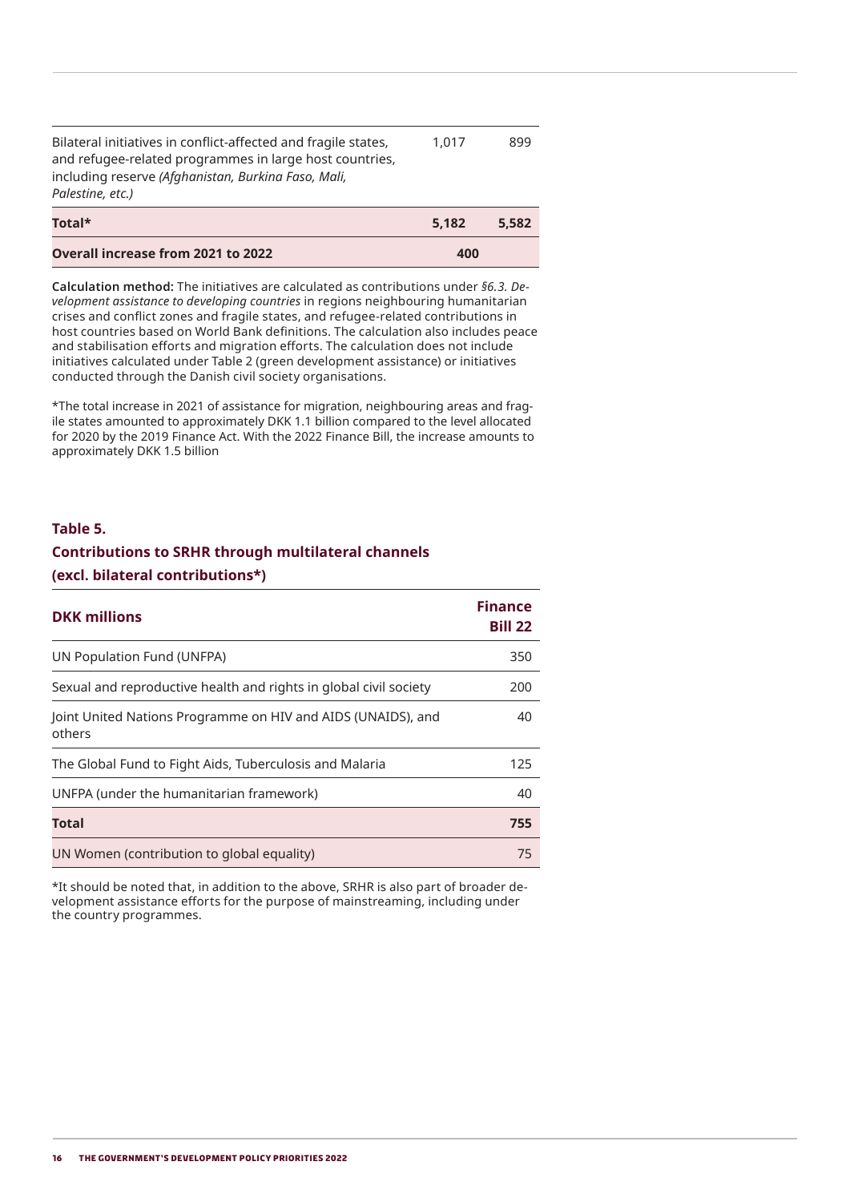| | | |
|---|---|---|
| Bilateral initiatives in conflict-affected and fragile states, and refugee-related programmes in large host countries, including reserve *(Afghanistan, Burkina Faso, Mali, Palestine, etc.)* | 1,017 | 899 |
| **Total*** | **5,182** | **5,582** |
| **Overall increase from 2021 to 2022** | **400** | |

**Calculation method:** The initiatives are calculated as contributions under *§6.3. Development assistance to developing countries* in regions neighbouring humanitarian crises and conflict zones and fragile states, and refugee-related contributions in host countries based on World Bank definitions. The calculation also includes peace and stabilisation efforts and migration efforts. The calculation does not include initiatives calculated under Table 2 (green development assistance) or initiatives conducted through the Danish civil society organisations.

*The total increase in 2021 of assistance for migration, neighbouring areas and fragile states amounted to approximately DKK 1.1 billion compared to the level allocated for 2020 by the 2019 Finance Act. With the 2022 Finance Bill, the increase amounts to approximately DKK 1.5 billion

### Table 5.
### Contributions to SRHR through multilateral channels (excl. bilateral contributions*)

| DKK millions | Finance Bill 22 |
|---|---|
| UN Population Fund (UNFPA) | 350 |
| Sexual and reproductive health and rights in global civil society | 200 |
| Joint United Nations Programme on HIV and AIDS (UNAIDS), and others | 40 |
| The Global Fund to Fight Aids, Tuberculosis and Malaria | 125 |
| UNFPA (under the humanitarian framework) | 40 |
| **Total** | **755** |
| UN Women (contribution to global equality) | 75 |

*It should be noted that, in addition to the above, SRHR is also part of broader development assistance efforts for the purpose of mainstreaming, including under the country programmes.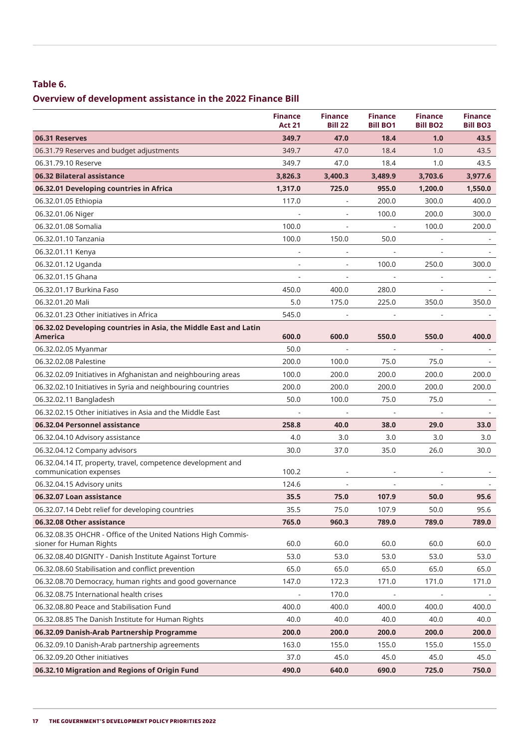**Table 6.**

## Overview of development assistance in the 2022 Finance Bill

| | Finance Act 21 | Finance Bill 22 | Finance Bill BO1 | Finance Bill BO2 | Finance Bill BO3 |
|---|---|---|---|---|---|
| **06.31 Reserves** | **349.7** | **47.0** | **18.4** | **1.0** | **43.5** |
| 06.31.79 Reserves and budget adjustments | 349.7 | 47.0 | 18.4 | 1.0 | 43.5 |
| 06.31.79.10 Reserve | 349.7 | 47.0 | 18.4 | 1.0 | 43.5 |
| **06.32 Bilateral assistance** | **3,826.3** | **3,400.3** | **3,489.9** | **3,703.6** | **3,977.6** |
| **06.32.01 Developing countries in Africa** | **1,317.0** | **725.0** | **955.0** | **1,200.0** | **1,550.0** |
| 06.32.01.05 Ethiopia | 117.0 | - | 200.0 | 300.0 | 400.0 |
| 06.32.01.06 Niger | - | - | 100.0 | 200.0 | 300.0 |
| 06.32.01.08 Somalia | 100.0 | - | - | 100.0 | 200.0 |
| 06.32.01.10 Tanzania | 100.0 | 150.0 | 50.0 | - | - |
| 06.32.01.11 Kenya | - | - | - | - | - |
| 06.32.01.12 Uganda | - | - | 100.0 | 250.0 | 300.0 |
| 06.32.01.15 Ghana | - | - | - | - | - |
| 06.32.01.17 Burkina Faso | 450.0 | 400.0 | 280.0 | - | - |
| 06.32.01.20 Mali | 5.0 | 175.0 | 225.0 | 350.0 | 350.0 |
| 06.32.01.23 Other initiatives in Africa | 545.0 | - | - | - | - |
| **06.32.02 Developing countries in Asia, the Middle East and Latin America** | **600.0** | **600.0** | **550.0** | **550.0** | **400.0** |
| 06.32.02.05 Myanmar | 50.0 | - | - | - | - |
| 06.32.02.08 Palestine | 200.0 | 100.0 | 75.0 | 75.0 | - |
| 06.32.02.09 Initiatives in Afghanistan and neighbouring areas | 100.0 | 200.0 | 200.0 | 200.0 | 200.0 |
| 06.32.02.10 Initiatives in Syria and neighbouring countries | 200.0 | 200.0 | 200.0 | 200.0 | 200.0 |
| 06.32.02.11 Bangladesh | 50.0 | 100.0 | 75.0 | 75.0 | - |
| 06.32.02.15 Other initiatives in Asia and the Middle East | - | - | - | - | - |
| **06.32.04 Personnel assistance** | **258.8** | **40.0** | **38.0** | **29.0** | **33.0** |
| 06.32.04.10 Advisory assistance | 4.0 | 3.0 | 3.0 | 3.0 | 3.0 |
| 06.32.04.12 Company advisors | 30.0 | 37.0 | 35.0 | 26.0 | 30.0 |
| 06.32.04.14 IT, property, travel, competence development and communication expenses | 100.2 | - | - | - | - |
| 06.32.04.15 Advisory units | 124.6 | - | - | - | - |
| **06.32.07 Loan assistance** | **35.5** | **75.0** | **107.9** | **50.0** | **95.6** |
| 06.32.07.14 Debt relief for developing countries | 35.5 | 75.0 | 107.9 | 50.0 | 95.6 |
| **06.32.08 Other assistance** | **765.0** | **960.3** | **789.0** | **789.0** | **789.0** |
| 06.32.08.35 OHCHR - Office of the United Nations High Commissioner for Human Rights | 60.0 | 60.0 | 60.0 | 60.0 | 60.0 |
| 06.32.08.40 DIGNITY - Danish Institute Against Torture | 53.0 | 53.0 | 53.0 | 53.0 | 53.0 |
| 06.32.08.60 Stabilisation and conflict prevention | 65.0 | 65.0 | 65.0 | 65.0 | 65.0 |
| 06.32.08.70 Democracy, human rights and good governance | 147.0 | 172.3 | 171.0 | 171.0 | 171.0 |
| 06.32.08.75 International health crises | - | 170.0 | - | - | - |
| 06.32.08.80 Peace and Stabilisation Fund | 400.0 | 400.0 | 400.0 | 400.0 | 400.0 |
| 06.32.08.85 The Danish Institute for Human Rights | 40.0 | 40.0 | 40.0 | 40.0 | 40.0 |
| **06.32.09 Danish-Arab Partnership Programme** | **200.0** | **200.0** | **200.0** | **200.0** | **200.0** |
| 06.32.09.10 Danish-Arab partnership agreements | 163.0 | 155.0 | 155.0 | 155.0 | 155.0 |
| 06.32.09.20 Other initiatives | 37.0 | 45.0 | 45.0 | 45.0 | 45.0 |
| **06.32.10 Migration and Regions of Origin Fund** | **490.0** | **640.0** | **690.0** | **725.0** | **750.0** |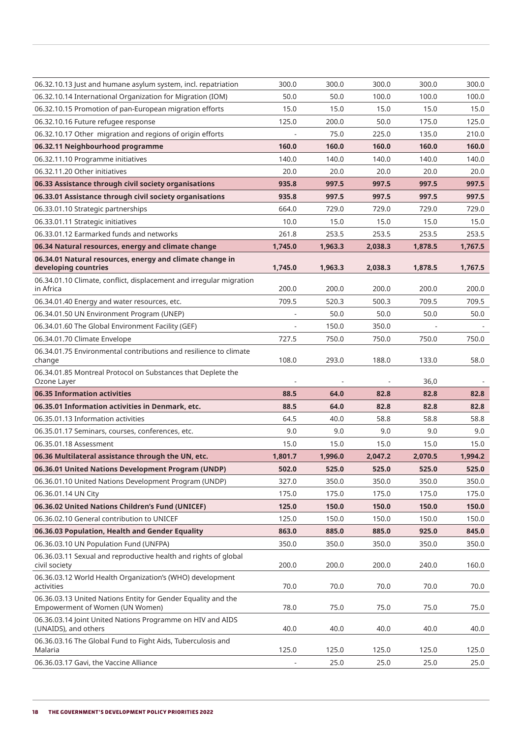| | | | | | |
|---|---|---|---|---|---|
| 06.32.10.13 Just and humane asylum system, incl. repatriation | 300.0 | 300.0 | 300.0 | 300.0 | 300.0 |
| 06.32.10.14 International Organization for Migration (IOM) | 50.0 | 50.0 | 100.0 | 100.0 | 100.0 |
| 06.32.10.15 Promotion of pan-European migration efforts | 15.0 | 15.0 | 15.0 | 15.0 | 15.0 |
| 06.32.10.16 Future refugee response | 125.0 | 200.0 | 50.0 | 175.0 | 125.0 |
| 06.32.10.17 Other migration and regions of origin efforts | - | 75.0 | 225.0 | 135.0 | 210.0 |
| **06.32.11 Neighbourhood programme** | **160.0** | **160.0** | **160.0** | **160.0** | **160.0** |
| 06.32.11.10 Programme initiatives | 140.0 | 140.0 | 140.0 | 140.0 | 140.0 |
| 06.32.11.20 Other initiatives | 20.0 | 20.0 | 20.0 | 20.0 | 20.0 |
| **06.33 Assistance through civil society organisations** | **935.8** | **997.5** | **997.5** | **997.5** | **997.5** |
| **06.33.01 Assistance through civil society organisations** | **935.8** | **997.5** | **997.5** | **997.5** | **997.5** |
| 06.33.01.10 Strategic partnerships | 664.0 | 729.0 | 729.0 | 729.0 | 729.0 |
| 06.33.01.11 Strategic initiatives | 10.0 | 15.0 | 15.0 | 15.0 | 15.0 |
| 06.33.01.12 Earmarked funds and networks | 261.8 | 253.5 | 253.5 | 253.5 | 253.5 |
| **06.34 Natural resources, energy and climate change** | **1,745.0** | **1,963.3** | **2,038.3** | **1,878.5** | **1,767.5** |
| **06.34.01 Natural resources, energy and climate change in developing countries** | **1,745.0** | **1,963.3** | **2,038.3** | **1,878.5** | **1,767.5** |
| 06.34.01.10 Climate, conflict, displacement and irregular migration in Africa | 200.0 | 200.0 | 200.0 | 200.0 | 200.0 |
| 06.34.01.40 Energy and water resources, etc. | 709.5 | 520.3 | 500.3 | 709.5 | 709.5 |
| 06.34.01.50 UN Environment Program (UNEP) | - | 50.0 | 50.0 | 50.0 | 50.0 |
| 06.34.01.60 The Global Environment Facility (GEF) | - | 150.0 | 350.0 | - | - |
| 06.34.01.70 Climate Envelope | 727.5 | 750.0 | 750.0 | 750.0 | 750.0 |
| 06.34.01.75 Environmental contributions and resilience to climate change | 108.0 | 293.0 | 188.0 | 133.0 | 58.0 |
| 06.34.01.85 Montreal Protocol on Substances that Deplete the Ozone Layer | - | - | - | 36,0 | - |
| **06.35 Information activities** | **88.5** | **64.0** | **82.8** | **82.8** | **82.8** |
| **06.35.01 Information activities in Denmark, etc.** | **88.5** | **64.0** | **82.8** | **82.8** | **82.8** |
| 06.35.01.13 Information activities | 64.5 | 40.0 | 58.8 | 58.8 | 58.8 |
| 06.35.01.17 Seminars, courses, conferences, etc. | 9.0 | 9.0 | 9.0 | 9.0 | 9.0 |
| 06.35.01.18 Assessment | 15.0 | 15.0 | 15.0 | 15.0 | 15.0 |
| **06.36 Multilateral assistance through the UN, etc.** | **1,801.7** | **1,996.0** | **2,047.2** | **2,070.5** | **1,994.2** |
| **06.36.01 United Nations Development Program (UNDP)** | **502.0** | **525.0** | **525.0** | **525.0** | **525.0** |
| 06.36.01.10 United Nations Development Program (UNDP) | 327.0 | 350.0 | 350.0 | 350.0 | 350.0 |
| 06.36.01.14 UN City | 175.0 | 175.0 | 175.0 | 175.0 | 175.0 |
| **06.36.02 United Nations Children's Fund (UNICEF)** | **125.0** | **150.0** | **150.0** | **150.0** | **150.0** |
| 06.36.02.10 General contribution to UNICEF | 125.0 | 150.0 | 150.0 | 150.0 | 150.0 |
| **06.36.03 Population, Health and Gender Equality** | **863.0** | **885.0** | **885.0** | **925.0** | **845.0** |
| 06.36.03.10 UN Population Fund (UNFPA) | 350.0 | 350.0 | 350.0 | 350.0 | 350.0 |
| 06.36.03.11 Sexual and reproductive health and rights of global civil society | 200.0 | 200.0 | 200.0 | 240.0 | 160.0 |
| 06.36.03.12 World Health Organization's (WHO) development activities | 70.0 | 70.0 | 70.0 | 70.0 | 70.0 |
| 06.36.03.13 United Nations Entity for Gender Equality and the Empowerment of Women (UN Women) | 78.0 | 75.0 | 75.0 | 75.0 | 75.0 |
| 06.36.03.14 Joint United Nations Programme on HIV and AIDS (UNAIDS), and others | 40.0 | 40.0 | 40.0 | 40.0 | 40.0 |
| 06.36.03.16 The Global Fund to Fight Aids, Tuberculosis and Malaria | 125.0 | 125.0 | 125.0 | 125.0 | 125.0 |
| 06.36.03.17 Gavi, the Vaccine Alliance | - | 25.0 | 25.0 | 25.0 | 25.0 |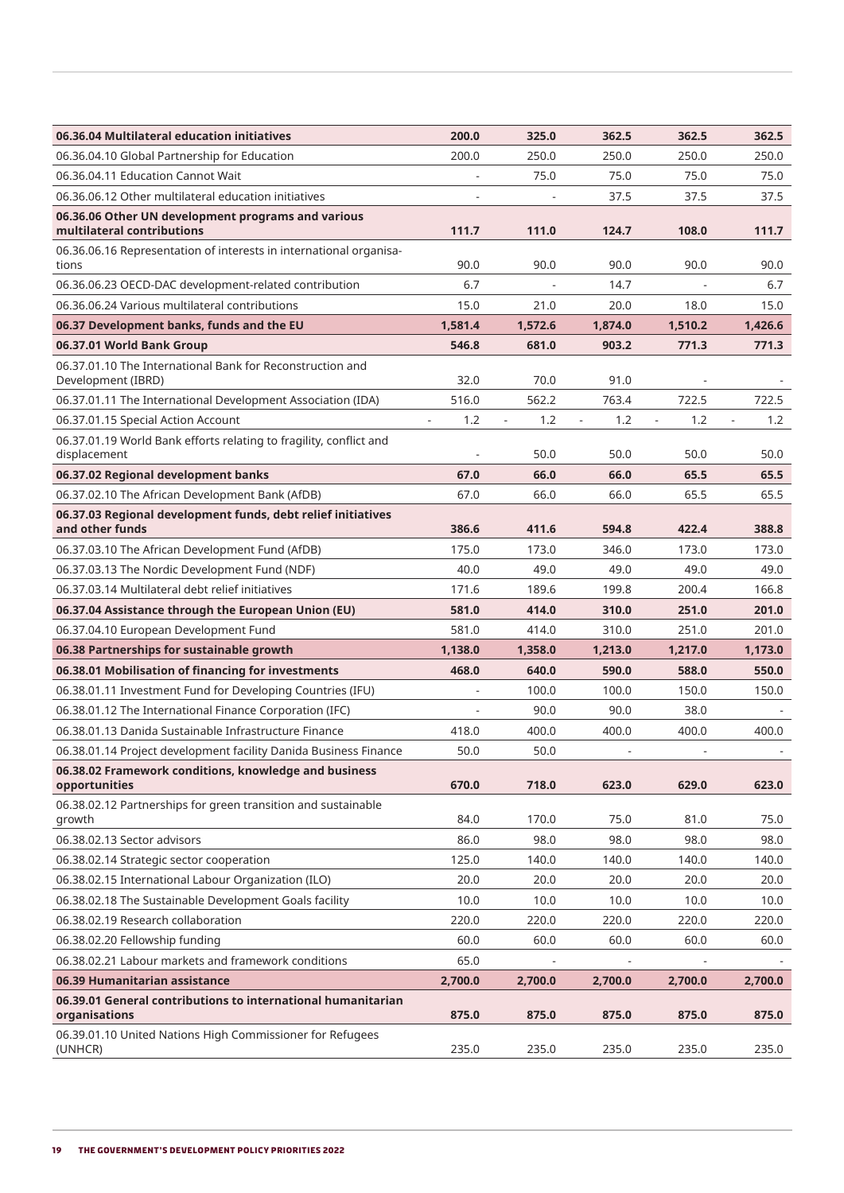| | | | | | |
|---|---|---|---|---|---|
| **06.36.04 Multilateral education initiatives** | **200.0** | **325.0** | **362.5** | **362.5** | **362.5** |
| 06.36.04.10 Global Partnership for Education | 200.0 | 250.0 | 250.0 | 250.0 | 250.0 |
| 06.36.04.11 Education Cannot Wait | - | 75.0 | 75.0 | 75.0 | 75.0 |
| 06.36.06.12 Other multilateral education initiatives | - | - | 37.5 | 37.5 | 37.5 |
| **06.36.06 Other UN development programs and various multilateral contributions** | **111.7** | **111.0** | **124.7** | **108.0** | **111.7** |
| 06.36.06.16 Representation of interests in international organisa-tions | 90.0 | 90.0 | 90.0 | 90.0 | 90.0 |
| 06.36.06.23 OECD-DAC development-related contribution | 6.7 | - | 14.7 | - | 6.7 |
| 06.36.06.24 Various multilateral contributions | 15.0 | 21.0 | 20.0 | 18.0 | 15.0 |
| **06.37 Development banks, funds and the EU** | **1,581.4** | **1,572.6** | **1,874.0** | **1,510.2** | **1,426.6** |
| **06.37.01 World Bank Group** | **546.8** | **681.0** | **903.2** | **771.3** | **771.3** |
| 06.37.01.10 The International Bank for Reconstruction and Development (IBRD) | 32.0 | 70.0 | 91.0 | - | - |
| 06.37.01.11 The International Development Association (IDA) | 516.0 | 562.2 | 763.4 | 722.5 | 722.5 |
| 06.37.01.15 Special Action Account | - 1.2 | - 1.2 | - 1.2 | - 1.2 | - 1.2 |
| 06.37.01.19 World Bank efforts relating to fragility, conflict and displacement | - | 50.0 | 50.0 | 50.0 | 50.0 |
| **06.37.02 Regional development banks** | **67.0** | **66.0** | **66.0** | **65.5** | **65.5** |
| 06.37.02.10 The African Development Bank (AfDB) | 67.0 | 66.0 | 66.0 | 65.5 | 65.5 |
| **06.37.03 Regional development funds, debt relief initiatives and other funds** | **386.6** | **411.6** | **594.8** | **422.4** | **388.8** |
| 06.37.03.10 The African Development Fund (AfDB) | 175.0 | 173.0 | 346.0 | 173.0 | 173.0 |
| 06.37.03.13 The Nordic Development Fund (NDF) | 40.0 | 49.0 | 49.0 | 49.0 | 49.0 |
| 06.37.03.14 Multilateral debt relief initiatives | 171.6 | 189.6 | 199.8 | 200.4 | 166.8 |
| **06.37.04 Assistance through the European Union (EU)** | **581.0** | **414.0** | **310.0** | **251.0** | **201.0** |
| 06.37.04.10 European Development Fund | 581.0 | 414.0 | 310.0 | 251.0 | 201.0 |
| **06.38 Partnerships for sustainable growth** | **1,138.0** | **1,358.0** | **1,213.0** | **1,217.0** | **1,173.0** |
| **06.38.01 Mobilisation of financing for investments** | **468.0** | **640.0** | **590.0** | **588.0** | **550.0** |
| 06.38.01.11 Investment Fund for Developing Countries (IFU) | - | 100.0 | 100.0 | 150.0 | 150.0 |
| 06.38.01.12 The International Finance Corporation (IFC) | - | 90.0 | 90.0 | 38.0 | - |
| 06.38.01.13 Danida Sustainable Infrastructure Finance | 418.0 | 400.0 | 400.0 | 400.0 | 400.0 |
| 06.38.01.14 Project development facility Danida Business Finance | 50.0 | 50.0 | - | - | - |
| **06.38.02 Framework conditions, knowledge and business opportunities** | **670.0** | **718.0** | **623.0** | **629.0** | **623.0** |
| 06.38.02.12 Partnerships for green transition and sustainable growth | 84.0 | 170.0 | 75.0 | 81.0 | 75.0 |
| 06.38.02.13 Sector advisors | 86.0 | 98.0 | 98.0 | 98.0 | 98.0 |
| 06.38.02.14 Strategic sector cooperation | 125.0 | 140.0 | 140.0 | 140.0 | 140.0 |
| 06.38.02.15 International Labour Organization (ILO) | 20.0 | 20.0 | 20.0 | 20.0 | 20.0 |
| 06.38.02.18 The Sustainable Development Goals facility | 10.0 | 10.0 | 10.0 | 10.0 | 10.0 |
| 06.38.02.19 Research collaboration | 220.0 | 220.0 | 220.0 | 220.0 | 220.0 |
| 06.38.02.20 Fellowship funding | 60.0 | 60.0 | 60.0 | 60.0 | 60.0 |
| 06.38.02.21 Labour markets and framework conditions | 65.0 | - | - | - | - |
| **06.39 Humanitarian assistance** | **2,700.0** | **2,700.0** | **2,700.0** | **2,700.0** | **2,700.0** |
| **06.39.01 General contributions to international humanitarian organisations** | **875.0** | **875.0** | **875.0** | **875.0** | **875.0** |
| 06.39.01.10 United Nations High Commissioner for Refugees (UNHCR) | 235.0 | 235.0 | 235.0 | 235.0 | 235.0 |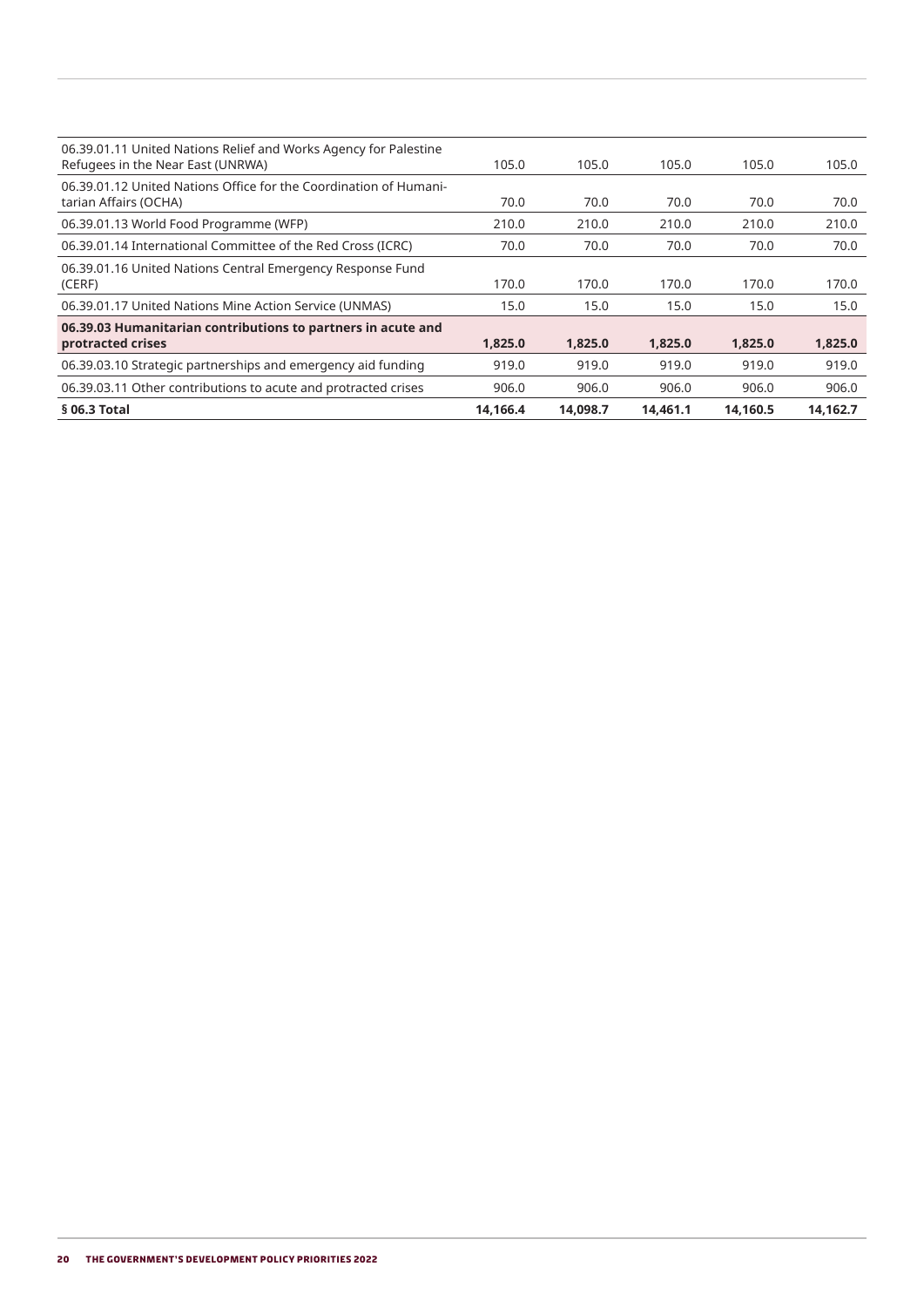| | | | | | |
|---|---|---|---|---|---|
| 06.39.01.11 United Nations Relief and Works Agency for Palestine Refugees in the Near East (UNRWA) | 105.0 | 105.0 | 105.0 | 105.0 | 105.0 |
| 06.39.01.12 United Nations Office for the Coordination of Humanitarian Affairs (OCHA) | 70.0 | 70.0 | 70.0 | 70.0 | 70.0 |
| 06.39.01.13 World Food Programme (WFP) | 210.0 | 210.0 | 210.0 | 210.0 | 210.0 |
| 06.39.01.14 International Committee of the Red Cross (ICRC) | 70.0 | 70.0 | 70.0 | 70.0 | 70.0 |
| 06.39.01.16 United Nations Central Emergency Response Fund (CERF) | 170.0 | 170.0 | 170.0 | 170.0 | 170.0 |
| 06.39.01.17 United Nations Mine Action Service (UNMAS) | 15.0 | 15.0 | 15.0 | 15.0 | 15.0 |
| **06.39.03 Humanitarian contributions to partners in acute and protracted crises** | **1,825.0** | **1,825.0** | **1,825.0** | **1,825.0** | **1,825.0** |
| 06.39.03.10 Strategic partnerships and emergency aid funding | 919.0 | 919.0 | 919.0 | 919.0 | 919.0 |
| 06.39.03.11 Other contributions to acute and protracted crises | 906.0 | 906.0 | 906.0 | 906.0 | 906.0 |
| **§ 06.3 Total** | **14,166.4** | **14,098.7** | **14,461.1** | **14,160.5** | **14,162.7** |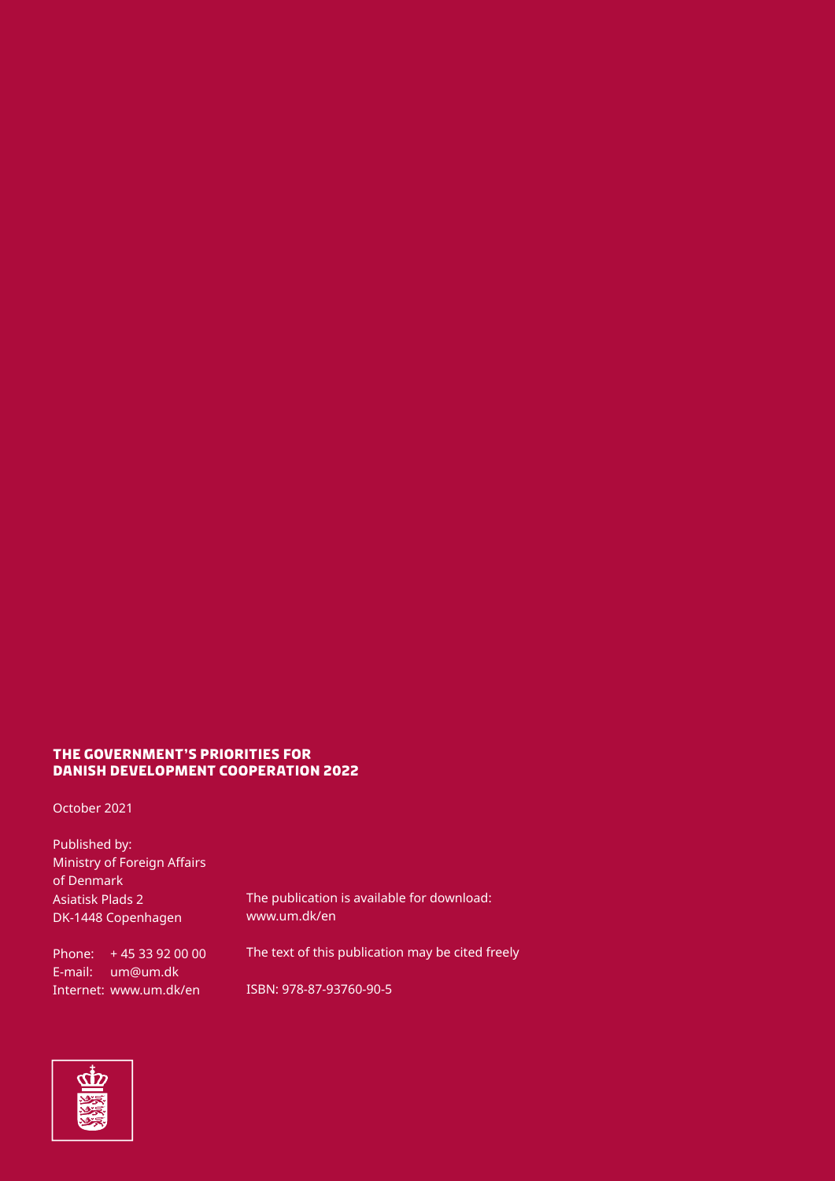**THE GOVERNMENT'S PRIORITIES FOR DANISH DEVELOPMENT COOPERATION 2022**

October 2021

Published by:
Ministry of Foreign Affairs
of Denmark
Asiatisk Plads 2
DK-1448 Copenhagen

Phone: + 45 33 92 00 00
E-mail: um@um.dk
Internet: www.um.dk/en

The publication is available for download:
www.um.dk/en

The text of this publication may be cited freely

ISBN: 978-87-93760-90-5